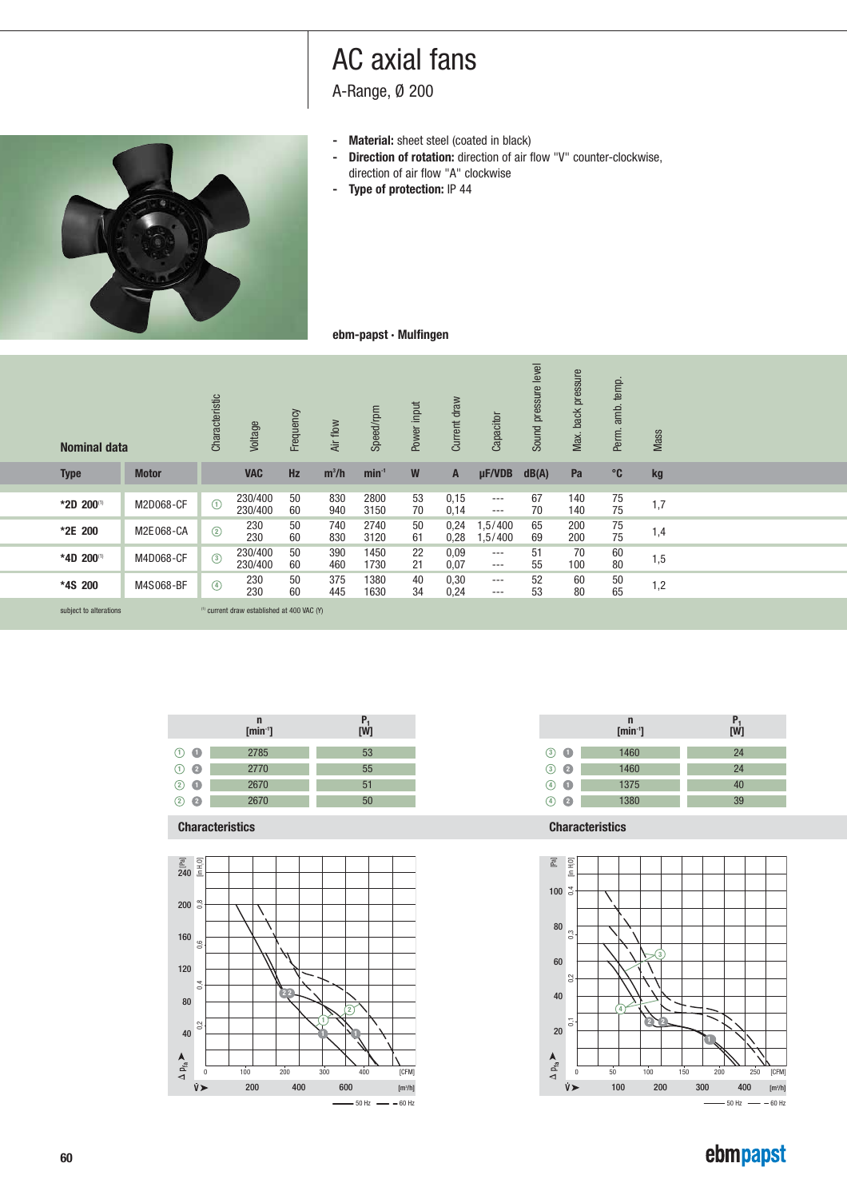# AC axial fans

A-Range, Ø 200

- **Material:** sheet steel (coated in black)
- **Direction of rotation:** direction of air flow "V" counter-clockwise, direction of air flow "A" clockwise
- **Type of protection:** IP 44

**ebm-papst · Mulfingen**

| Nominal data | | Characteristic | Voltage | Frequency | Air flow | Speed/rpm | Power input | Current draw | Capacitor | Sound pressure level | Max. back pressure | Perm. amb. temp. | Mass |
|---|---|---|---|---|---|---|---|---|---|---|---|---|---|
| **Type** | **Motor** | | **VAC** | **Hz** | **m³/h** | **min⁻¹** | **W** | **A** | **µF/VDB** | **dB(A)** | **Pa** | **°C** | **kg** |
| ***2D 200**[1] | M2D068-CF | ① | 230/400<br>230/400 | 50<br>60 | 830<br>940 | 2800<br>3150 | 53<br>70 | 0,15<br>0,14 | ---<br>--- | 67<br>70 | 140<br>140 | 75<br>75 | 1,7 |
| ***2E 200** | M2E068-CA | ② | 230<br>230 | 50<br>60 | 740<br>830 | 2740<br>3120 | 50<br>61 | 0,24<br>0,28 | 1,5/400<br>1,5/400 | 65<br>69 | 200<br>200 | 75<br>75 | 1,4 |
| ***4D 200**[1] | M4D068-CF | ③ | 230/400<br>230/400 | 50<br>60 | 390<br>460 | 1450<br>1730 | 22<br>21 | 0,09<br>0,07 | ---<br>--- | 51<br>55 | 70<br>100 | 60<br>80 | 1,5 |
| ***4S 200** | M4S068-BF | ④ | 230<br>230 | 50<br>60 | 375<br>445 | 1380<br>1630 | 40<br>34 | 0,30<br>0,24 | ---<br>--- | 52<br>53 | 60<br>80 | 50<br>65 | 1,2 |

subject to alterations

[1] current draw established at 400 VAC (Y)

| | n [min⁻¹] | $P_1$ [W] |
|---|---|---|
| ① ❶ | 2785 | 53 |
| ① ❷ | 2770 | 55 |
| ② ❶ | 2670 | 51 |
| ② ❷ | 2670 | 50 |

| | n [min⁻¹] | $P_1$ [W] |
|---|---|---|
| ③ ❶ | 1460 | 24 |
| ③ ❷ | 1460 | 24 |
| ④ ❶ | 1375 | 40 |
| ④ ❷ | 1380 | 39 |

## Characteristics

50 Hz — 60 Hz

## Characteristics

50 Hz — 60 Hz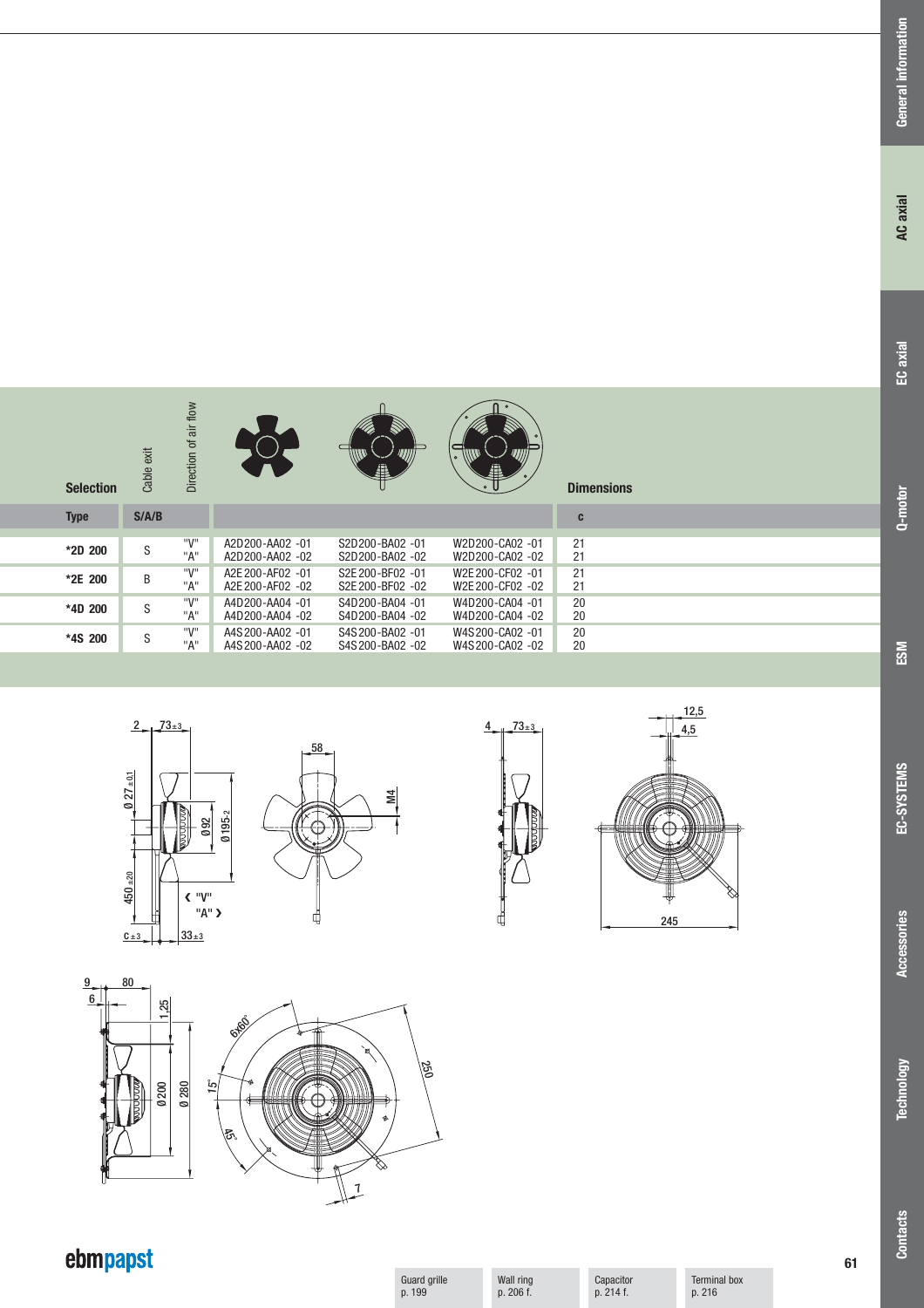| Selection | Cable exit | Direction of air flow | | | | Dimensions |
|---|---|---|---|---|---|---|
| **Type** | **S/A/B** | | | | | **c** |
| ***2D 200** | S | "V" | A2D200-AA02 -01 | S2D200-BA02 -01 | W2D200-CA02 -01 | 21 |
| | | "A" | A2D200-AA02 -02 | S2D200-BA02 -02 | W2D200-CA02 -02 | 21 |
| ***2E 200** | B | "V" | A2E200-AF02 -01 | S2E200-BF02 -01 | W2E200-CF02 -01 | 21 |
| | | "A" | A2E200-AF02 -02 | S2E200-BF02 -02 | W2E200-CF02 -02 | 21 |
| ***4D 200** | S | "V" | A4D200-AA04 -01 | S4D200-BA04 -01 | W4D200-CA04 -01 | 20 |
| | | "A" | A4D200-AA04 -02 | S4D200-BA04 -02 | W4D200-CA04 -02 | 20 |
| ***4S 200** | S | "V" | A4S200-AA02 -01 | S4S200-BA02 -01 | W4S200-CA02 -01 | 20 |
| | | "A" | A4S200-AA02 -02 | S4S200-BA02 -02 | W4S200-CA02 -02 | 20 |

Guard grille p. 199

Wall ring p. 206 f.

Capacitor p. 214 f.

Terminal box p. 216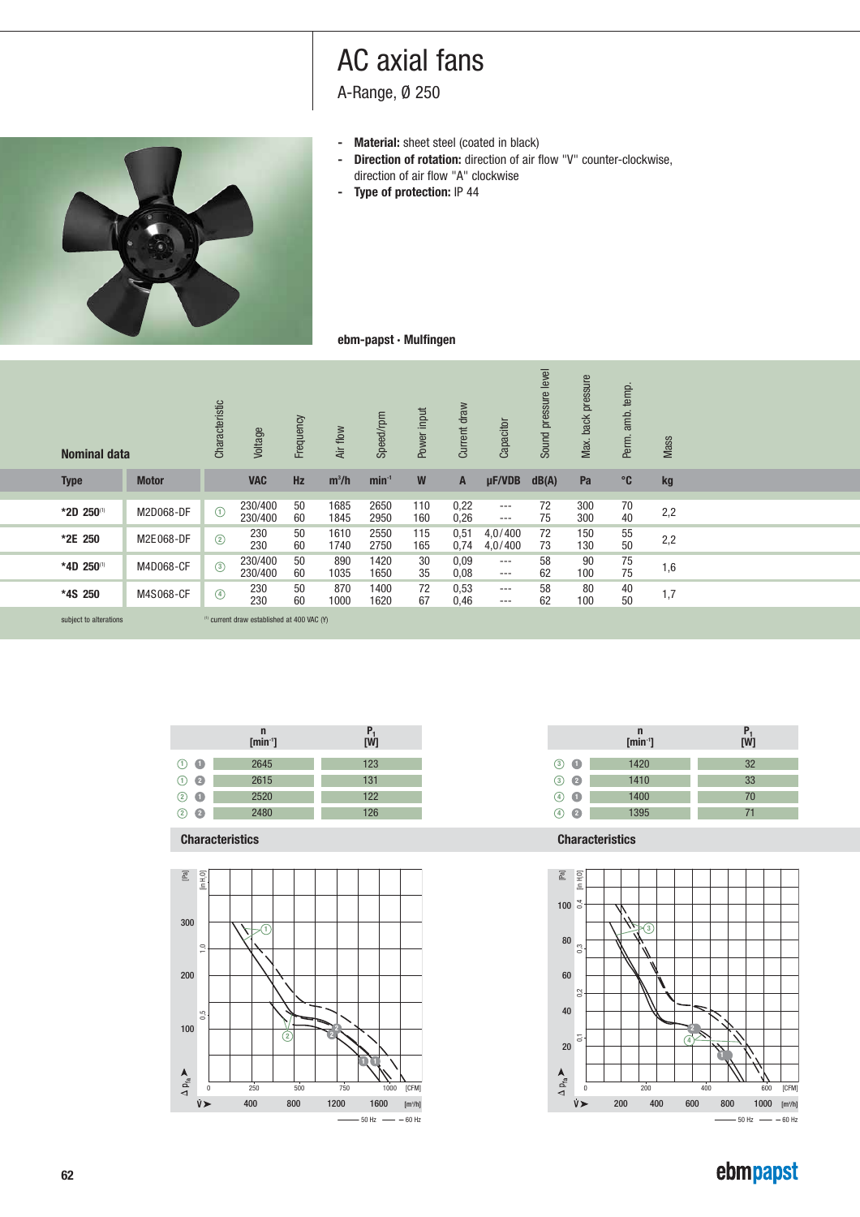# AC axial fans

A-Range, Ø 250

- **Material:** sheet steel (coated in black)
- **Direction of rotation:** direction of air flow "V" counter-clockwise, direction of air flow "A" clockwise
- **Type of protection:** IP 44

**ebm-papst · Mulfingen**

| Nominal data | | Characteristic | Voltage | Frequency | Air flow | Speed/rpm | Power input | Current draw | Capacitor | Sound pressure level | Max. back pressure | Perm. amb. temp. | Mass |
|---|---|---|---|---|---|---|---|---|---|---|---|---|---|
| **Type** | **Motor** | | **VAC** | **Hz** | **m³/h** | **min⁻¹** | **W** | **A** | **µF/VDB** | **dB(A)** | **Pa** | **°C** | **kg** |
| ***2D 250**[1] | M2D068-DF | ① | 230/400<br>230/400 | 50<br>60 | 1685<br>1845 | 2650<br>2950 | 110<br>160 | 0,22<br>0,26 | ---<br>--- | 72<br>75 | 300<br>300 | 70<br>40 | 2,2 |
| ***2E 250** | M2E068-DF | ② | 230<br>230 | 50<br>60 | 1610<br>1740 | 2550<br>2750 | 115<br>165 | 0,51<br>0,74 | 4,0/400<br>4,0/400 | 72<br>73 | 150<br>130 | 55<br>50 | 2,2 |
| ***4D 250**[1] | M4D068-CF | ③ | 230/400<br>230/400 | 50<br>60 | 890<br>1035 | 1420<br>1650 | 30<br>35 | 0,09<br>0,08 | ---<br>--- | 58<br>62 | 90<br>100 | 75<br>75 | 1,6 |
| ***4S 250** | M4S068-CF | ④ | 230<br>230 | 50<br>60 | 870<br>1000 | 1400<br>1620 | 72<br>67 | 0,53<br>0,46 | ---<br>--- | 58<br>62 | 80<br>100 | 40<br>50 | 1,7 |

subject to alterations

[1] current draw established at 400 VAC (Y)

| | n [min⁻¹] | $P_1$ [W] |
|---|---|---|
| ① ❶ | 2645 | 123 |
| ① ❷ | 2615 | 131 |
| ② ❶ | 2520 | 122 |
| ② ❷ | 2480 | 126 |

| | n [min⁻¹] | $P_1$ [W] |
|---|---|---|
| ③ ❶ | 1420 | 32 |
| ③ ❷ | 1410 | 33 |
| ④ ❶ | 1400 | 70 |
| ④ ❷ | 1395 | 71 |

### Characteristics

### Characteristics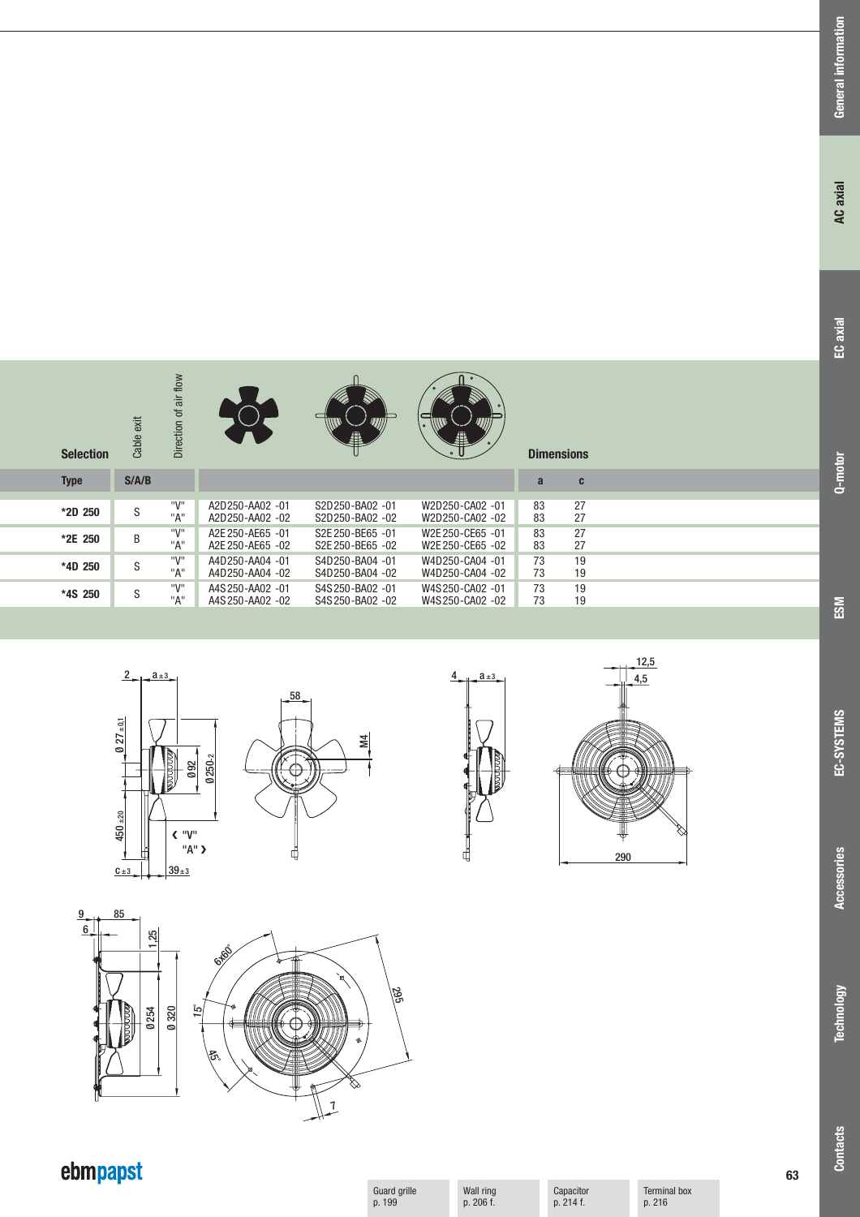## Selection

| Type | Cable exit S/A/B | Direction of air flow | | | | Dimensions a | c |
|---|---|---|---|---|---|---|---|
| *2D 250 | S | "V" | A2D250-AA02 -01 | S2D250-BA02 -01 | W2D250-CA02 -01 | 83 | 27 |
| | | "A" | A2D250-AA02 -02 | S2D250-BA02 -02 | W2D250-CA02 -02 | 83 | 27 |
| *2E 250 | B | "V" | A2E 250-AE65 -01 | S2E 250-BE65 -01 | W2E 250-CE65 -01 | 83 | 27 |
| | | "A" | A2E 250-AE65 -02 | S2E 250-BE65 -02 | W2E 250-CE65 -02 | 83 | 27 |
| *4D 250 | S | "V" | A4D250-AA04 -01 | S4D250-BA04 -01 | W4D250-CA04 -01 | 73 | 19 |
| | | "A" | A4D250-AA04 -02 | S4D250-BA04 -02 | W4D250-CA04 -02 | 73 | 19 |
| *4S 250 | S | "V" | A4S250-AA02 -01 | S4S250-BA02 -01 | W4S250-CA02 -01 | 73 | 19 |
| | | "A" | A4S250-AA02 -02 | S4S250-BA02 -02 | W4S250-CA02 -02 | 73 | 19 |

| Guard grille p. 199 | Wall ring p. 206 f. | Capacitor p. 214 f. | Terminal box p. 216 |
|---|---|---|---|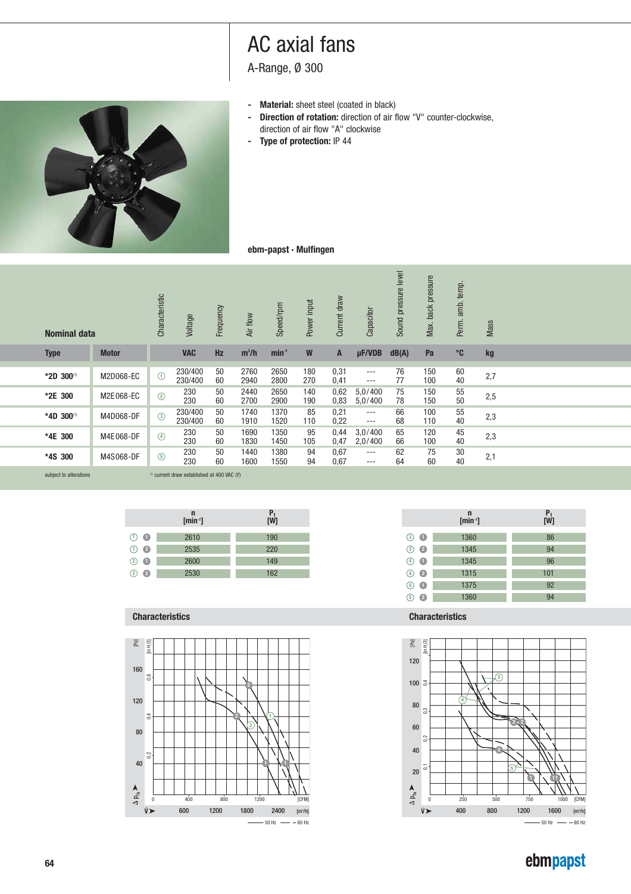# AC axial fans

A-Range, Ø 300

- **Material:** sheet steel (coated in black)
- **Direction of rotation:** direction of air flow "V" counter-clockwise, direction of air flow "A" clockwise
- **Type of protection:** IP 44

**ebm-papst · Mulfingen**

| Nominal data | | Characteristic | Voltage | Frequency | Air flow | Speed/rpm | Power input | Current draw | Capacitor | Sound pressure level | Max. back pressure | Perm. amb. temp. | Mass |
|---|---|---|---|---|---|---|---|---|---|---|---|---|---|
| **Type** | **Motor** | | **VAC** | **Hz** | **m³/h** | **min⁻¹** | **W** | **A** | **µF/VDB** | **dB(A)** | **Pa** | **°C** | **kg** |
| ***2D 300**[1] | M2D068-EC | ① | 230/400<br>230/400 | 50<br>60 | 2760<br>2940 | 2650<br>2800 | 180<br>270 | 0,31<br>0,41 | ---<br>--- | 76<br>77 | 150<br>100 | 60<br>40 | 2,7 |
| ***2E 300** | M2E068-EC | ② | 230<br>230 | 50<br>60 | 2440<br>2700 | 2650<br>2900 | 140<br>190 | 0,62<br>0,83 | 5,0/400<br>5,0/400 | 75<br>78 | 150<br>150 | 55<br>50 | 2,5 |
| ***4D 300**[1] | M4D068-DF | ③ | 230/400<br>230/400 | 50<br>60 | 1740<br>1910 | 1370<br>1520 | 85<br>110 | 0,21<br>0,22 | ---<br>--- | 66<br>68 | 100<br>110 | 55<br>40 | 2,3 |
| ***4E 300** | M4E068-DF | ④ | 230<br>230 | 50<br>60 | 1690<br>1830 | 1350<br>1450 | 95<br>105 | 0,44<br>0,47 | 3,0/400<br>2,0/400 | 65<br>66 | 120<br>100 | 45<br>40 | 2,3 |
| ***4S 300** | M4S068-DF | ⑤ | 230<br>230 | 50<br>60 | 1440<br>1600 | 1380<br>1550 | 94<br>94 | 0,67<br>0,67 | ---<br>--- | 62<br>64 | 75<br>60 | 30<br>40 | 2,1 |

subject to alterations

[1] current draw established at 400 VAC (Y)

| | n [min⁻¹] | $P_1$ [W] |
|---|---|---|
| ① 1 | 2610 | 190 |
| ① 2 | 2535 | 220 |
| ② 1 | 2600 | 149 |
| ② 2 | 2530 | 162 |

| | n [min⁻¹] | $P_1$ [W] |
|---|---|---|
| ③ 1 | 1360 | 86 |
| ③ 2 | 1345 | 94 |
| ④ 1 | 1345 | 96 |
| ④ 2 | 1315 | 101 |
| ⑤ 1 | 1375 | 92 |
| ⑤ 2 | 1360 | 94 |

**Characteristics**

**Characteristics**

—— 50 Hz — — 60 Hz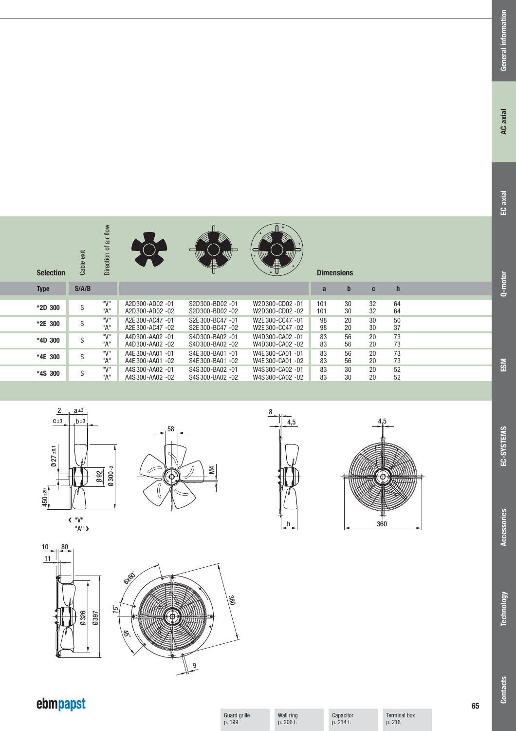| Selection | Cable exit | Direction of air flow | | | | Dimensions | | | |
|---|---|---|---|---|---|---|---|---|---|
| Type | S/A/B | | | | | a | b | c | h |
| *2D 300 | S | "V" | A2D300-AD02 -01 | S2D300-BD02 -01 | W2D300-CD02 -01 | 101 | 30 | 32 | 64 |
| | | "A" | A2D300-AD02 -02 | S2D300-BD02 -02 | W2D300-CD02 -02 | 101 | 30 | 32 | 64 |
| *2E 300 | S | "V" | A2E300-AC47 -01 | S2E300-BC47 -01 | W2E300-CC47 -01 | 98 | 20 | 30 | 50 |
| | | "A" | A2E300-AC47 -02 | S2E300-BC47 -02 | W2E300-CC47 -02 | 98 | 20 | 30 | 37 |
| *4D 300 | S | "V" | A4D300-AA02 -01 | S4D300-BA02 -01 | W4D300-CA02 -01 | 83 | 56 | 20 | 73 |
| | | "A" | A4D300-AA02 -02 | S4D300-BA02 -02 | W4D300-CA02 -02 | 83 | 56 | 20 | 73 |
| *4E 300 | S | "V" | A4E300-AA01 -01 | S4E300-BA01 -01 | W4E300-CA01 -01 | 83 | 56 | 20 | 73 |
| | | "A" | A4E300-AA01 -02 | S4E300-BA01 -02 | W4E300-CA01 -02 | 83 | 56 | 20 | 73 |
| *4S 300 | S | "V" | A4S300-AA02 -01 | S4S300-BA02 -01 | W4S300-CA02 -01 | 83 | 30 | 20 | 52 |
| | | "A" | A4S300-AA02 -02 | S4S300-BA02 -02 | W4S300-CA02 -02 | 83 | 30 | 20 | 52 |

2 a ±3 c ±3 b ±3 Ø 27 ±0,1 Ø 92 Ø 300 -2 450 ±20 "V" "A" 58 M4 8 4,5 h 4,5 360

10 80 11 Ø 326 Ø 397 6x60° 15° 45° 380 9

Guard grille p. 199 | Wall ring p. 206 f. | Capacitor p. 214 f. | Terminal box p. 216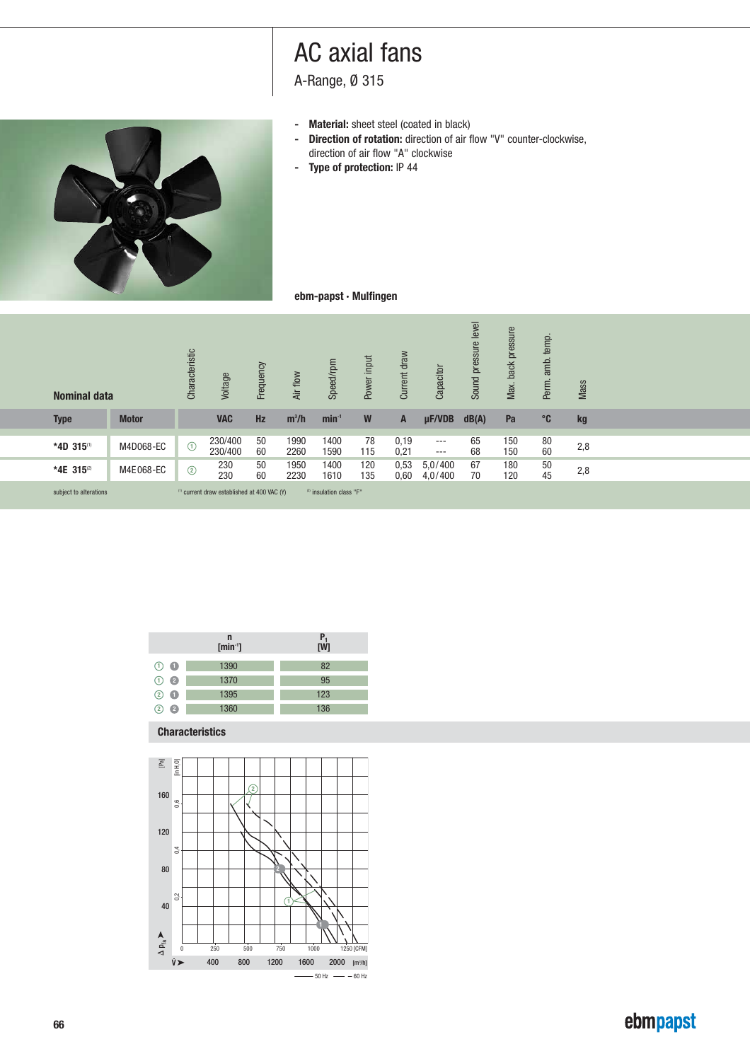# AC axial fans

A-Range, Ø 315

- **Material:** sheet steel (coated in black)
- **Direction of rotation:** direction of air flow "V" counter-clockwise, direction of air flow "A" clockwise
- **Type of protection:** IP 44

**ebm-papst · Mulfingen**

| Nominal data | | Characteristic | Voltage | Frequency | Air flow | Speed/rpm | Power input | Current draw | Capacitor | Sound pressure level | Max. back pressure | Perm. amb. temp. | Mass |
|---|---|---|---|---|---|---|---|---|---|---|---|---|---|
| **Type** | **Motor** | | **VAC** | **Hz** | **m³/h** | **min⁻¹** | **W** | **A** | **µF/VDB** | **dB(A)** | **Pa** | **°C** | **kg** |
| ***4D 315**[1] | M4D068-EC | ① | 230/400<br>230/400 | 50<br>60 | 1990<br>2260 | 1400<br>1590 | 78<br>115 | 0,19<br>0,21 | ---<br>--- | 65<br>68 | 150<br>150 | 80<br>60 | 2,8 |
| ***4E 315**[2] | M4E068-EC | ② | 230<br>230 | 50<br>60 | 1950<br>2230 | 1400<br>1610 | 120<br>135 | 0,53<br>0,60 | 5,0/400<br>4,0/400 | 67<br>70 | 180<br>120 | 50<br>45 | 2,8 |

subject to alterations — [1] current draw established at 400 VAC (Y) — [2] insulation class "F"

| | n [min⁻¹] | $P_1$ [W] |
|---|---|---|
| ① 1 | 1390 | 82 |
| ① 2 | 1370 | 95 |
| ② 1 | 1395 | 123 |
| ② 2 | 1360 | 136 |

## Characteristics

Axes: $\Delta p_{fa}$ [Pa] (40, 80, 120, 160) / [in H₂O] (0.2, 0.4, 0.6); $\dot{V}$ [m³/h] (400, 800, 1200, 1600, 2000) / [CFM] (0, 250, 500, 750, 1000, 1250)

Legend: —— 50 Hz, – – 60 Hz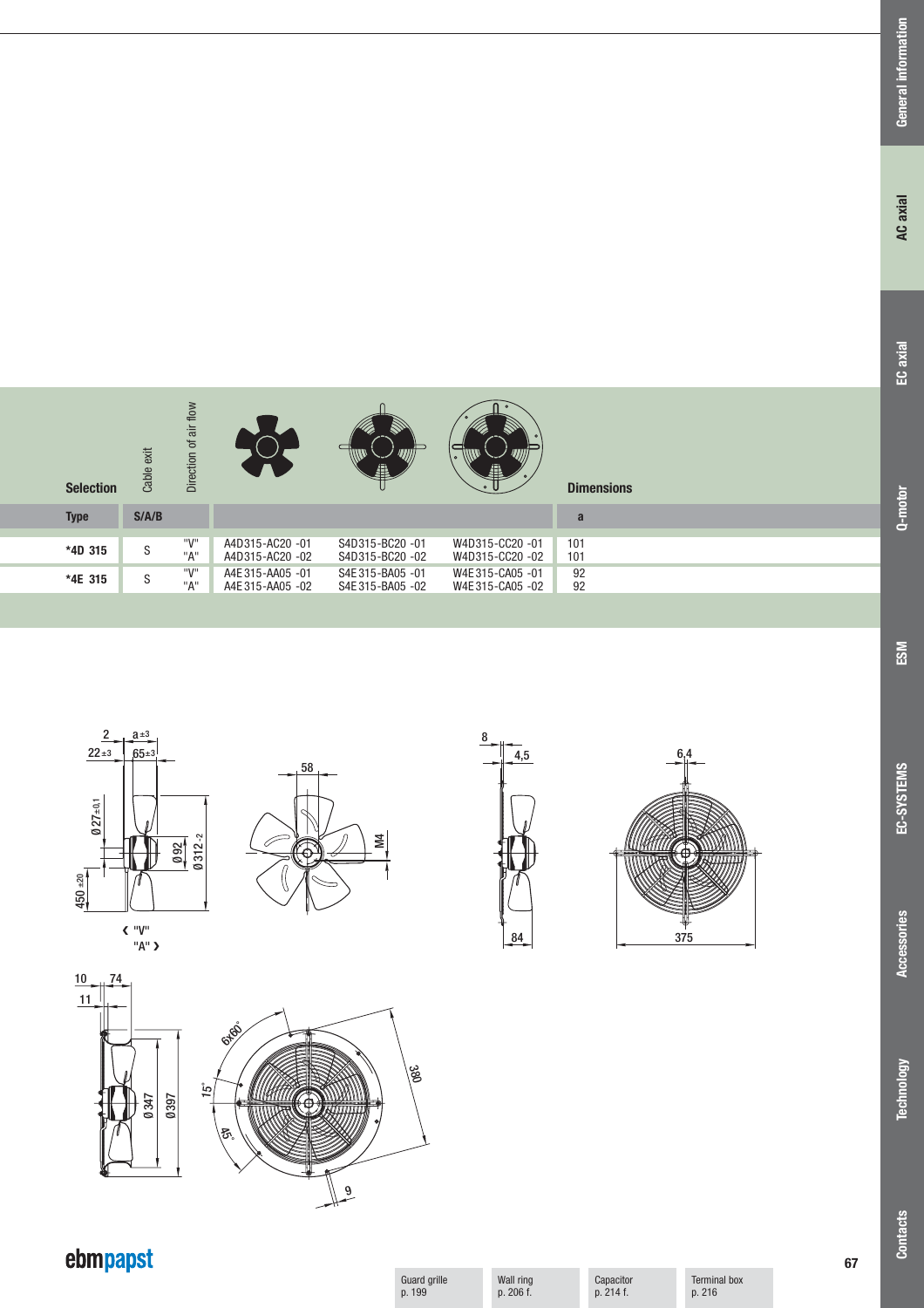| Selection | Cable exit | Direction of air flow | | | | Dimensions |
|---|---|---|---|---|---|---|
| **Type** | **S/A/B** | | | | | **a** |
| ***4D 315** | S | "V" | A4D315-AC20 -01 | S4D315-BC20 -01 | W4D315-CC20 -01 | 101 |
| | | "A" | A4D315-AC20 -02 | S4D315-BC20 -02 | W4D315-CC20 -02 | 101 |
| ***4E 315** | S | "V" | A4E315-AA05 -01 | S4E315-BA05 -01 | W4E315-CA05 -01 | 92 |
| | | "A" | A4E315-AA05 -02 | S4E315-BA05 -02 | W4E315-CA05 -02 | 92 |

2, a ±3, 22 ±3, 65 ±3, Ø 27 ±0,1, Ø 92, Ø 312 -2, 450 ±20, ‹ "V", "A" ›, 58, M4, 8, 4,5, 84, 6,4, 375, 10, 74, 11, Ø 347, Ø 397, 6x60°, 15°, 45°, 380, 9

**ebmpapst**

| Guard grille p. 199 | Wall ring p. 206 f. | Capacitor p. 214 f. | Terminal box p. 216 |
|---|---|---|---|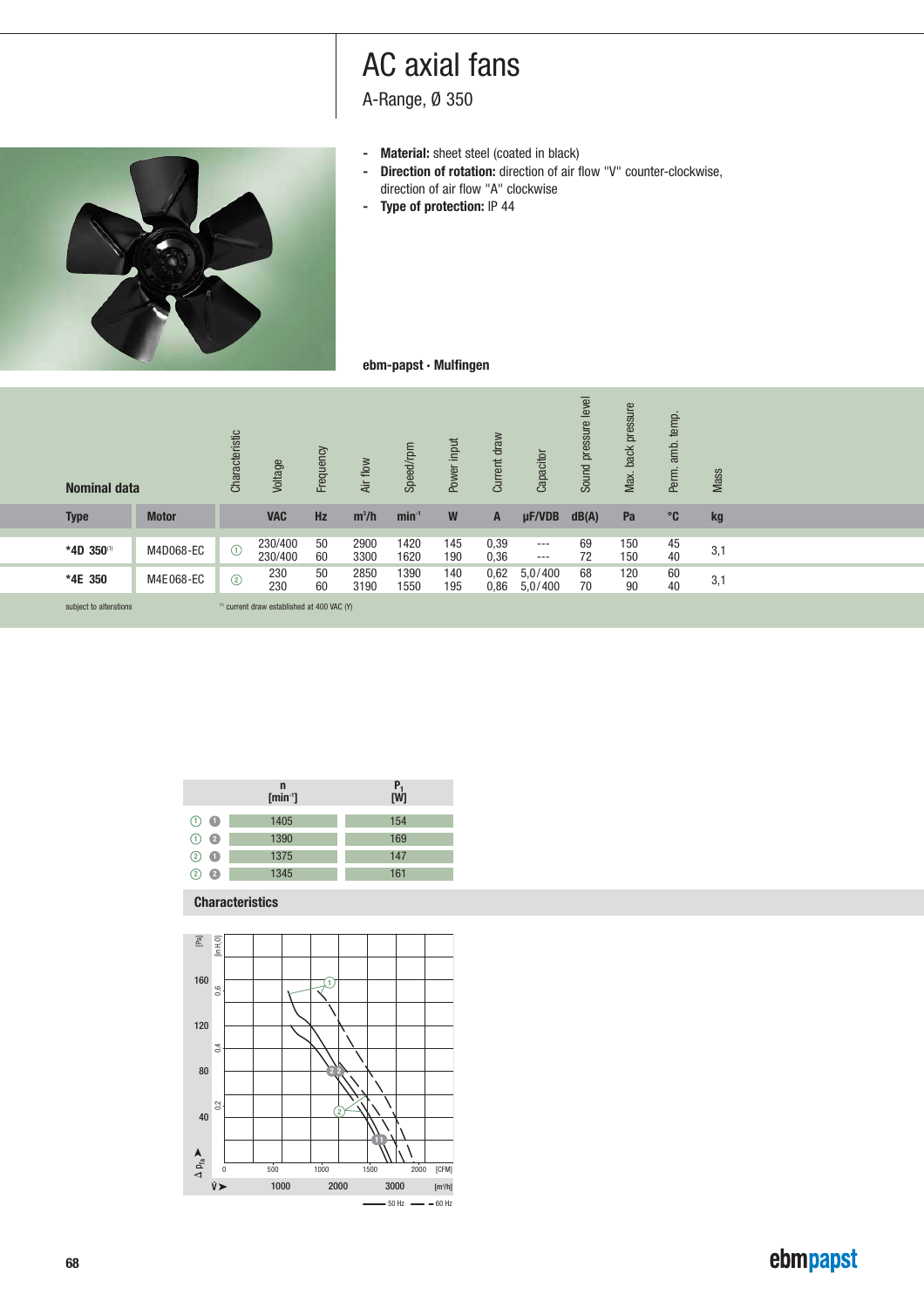# AC axial fans

A-Range, Ø 350

- **Material:** sheet steel (coated in black)
- **Direction of rotation:** direction of air flow "V" counter-clockwise, direction of air flow "A" clockwise
- **Type of protection:** IP 44

**ebm-papst · Mulfingen**

| Nominal data | | Characteristic | Voltage | Frequency | Air flow | Speed/rpm | Power input | Current draw | Capacitor | Sound pressure level | Max. back pressure | Perm. amb. temp. | Mass |
|---|---|---|---|---|---|---|---|---|---|---|---|---|---|
| **Type** | **Motor** | | **VAC** | **Hz** | **m³/h** | **min⁻¹** | **W** | **A** | **µF/VDB** | **dB(A)** | **Pa** | **°C** | **kg** |
| ***4D 350**[1] | M4D068-EC | ① | 230/400<br>230/400 | 50<br>60 | 2900<br>3300 | 1420<br>1620 | 145<br>190 | 0,39<br>0,36 | ---<br>--- | 69<br>72 | 150<br>150 | 45<br>40 | 3,1 |
| ***4E 350** | M4E068-EC | ② | 230<br>230 | 50<br>60 | 2850<br>3190 | 1390<br>1550 | 140<br>195 | 0,62<br>0,86 | 5,0/400<br>5,0/400 | 68<br>70 | 120<br>90 | 60<br>40 | 3,1 |

subject to alterations

[1] current draw established at 400 VAC (Y)

| | n [min⁻¹] | $P_1$ [W] |
|---|---|---|
| ① ❶ | 1405 | 154 |
| ① ❷ | 1390 | 169 |
| ② ❶ | 1375 | 147 |
| ② ❷ | 1345 | 161 |

## Characteristics

Δ $p_{fa}$ [Pa] / [in H₂O] — V̇ [m³/h] / [CFM]

—— 50 Hz — — 60 Hz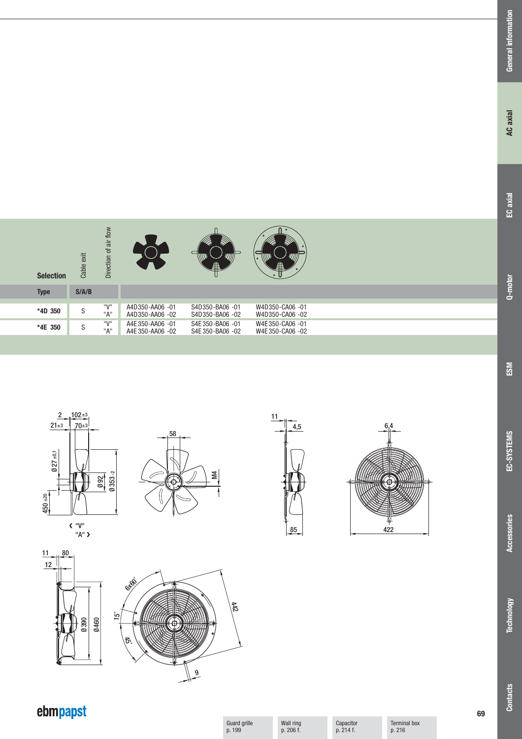| Selection | Cable exit | Direction of air flow | | | |
|---|---|---|---|---|---|
| **Type** | **S/A/B** | | | | |
| ***4D 350** | S | "V" | A4D350-AA06 -01 | S4D350-BA06 -01 | W4D350-CA06 -01 |
| | | "A" | A4D350-AA06 -02 | S4D350-BA06 -02 | W4D350-CA06 -02 |
| ***4E 350** | S | "V" | A4E350-AA06 -01 | S4E350-BA06 -01 | W4E350-CA06 -01 |
| | | "A" | A4E350-AA06 -02 | S4E350-BA06 -02 | W4E350-CA06 -02 |

2
102 ±3
21 ±3
70 ±3
Ø 27 ±0,1
Ø 92
Ø 353 -2
450 ±20
"V"
"A"
58
M4
11
4,5
85
6,4
422
11
80
12
Ø 390
Ø 460
6x60°
15°
45°
442
9

Guard grille p. 199

Wall ring p. 206 f.

Capacitor p. 214 f.

Terminal box p. 216